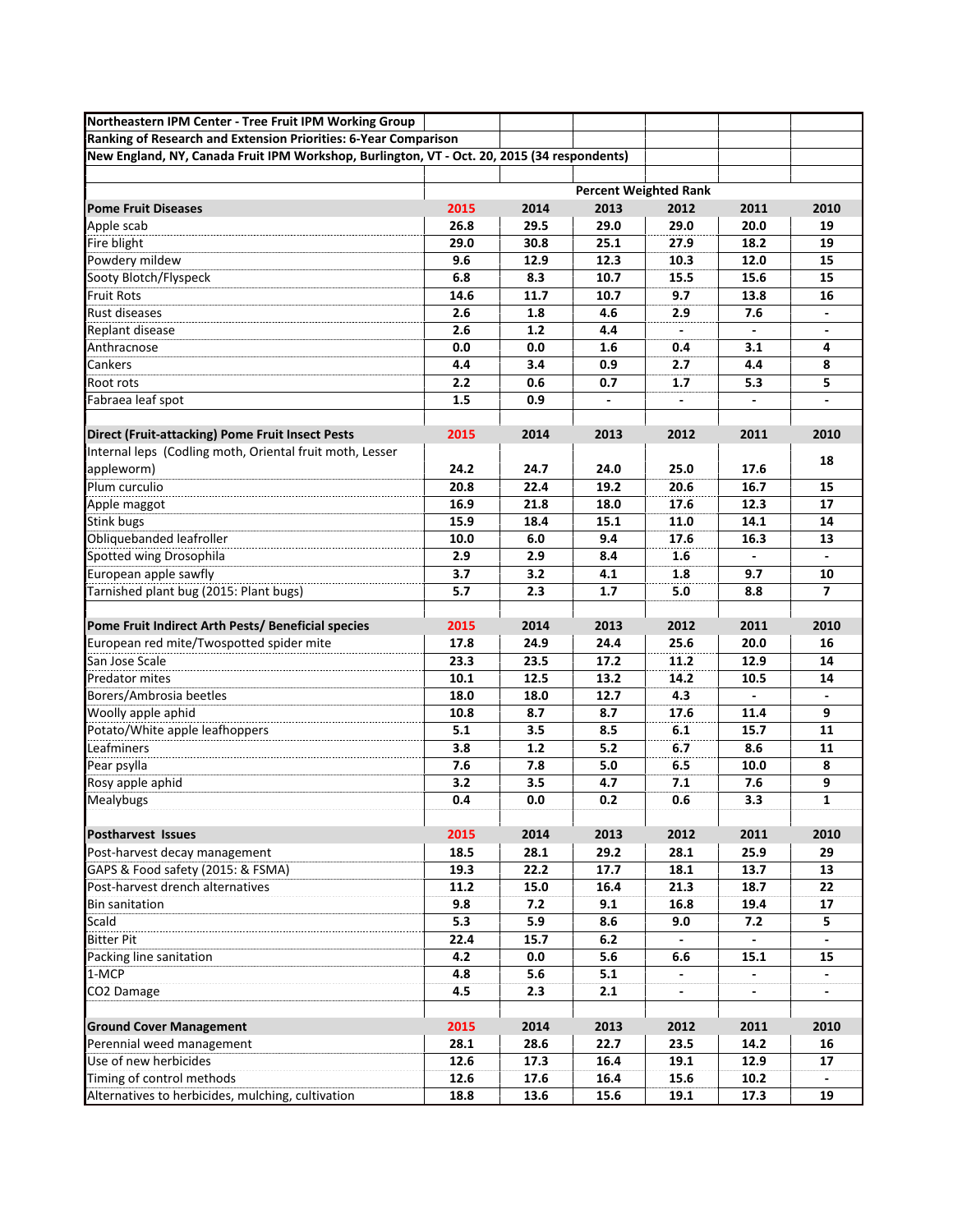**Northeastern IPM Center - Tree Fruit IPM Working Group**

**Ranking of Research and Extension Priorities: 6-Year Comparison**

**New England, NY, Canada Fruit IPM Workshop, Burlington, VT - Oct. 20, 2015 (34 respondents)**

| | Percent Weighted Rank | | | | | |
|---|---|---|---|---|---|---|
| **Pome Fruit Diseases** | **2015** | **2014** | **2013** | **2012** | **2011** | **2010** |
| Apple scab | 26.8 | 29.5 | 29.0 | 29.0 | 20.0 | 19 |
| Fire blight | 29.0 | 30.8 | 25.1 | 27.9 | 18.2 | 19 |
| Powdery mildew | 9.6 | 12.9 | 12.3 | 10.3 | 12.0 | 15 |
| Sooty Blotch/Flyspeck | 6.8 | 8.3 | 10.7 | 15.5 | 15.6 | 15 |
| Fruit Rots | 14.6 | 11.7 | 10.7 | 9.7 | 13.8 | 16 |
| Rust diseases | 2.6 | 1.8 | 4.6 | 2.9 | 7.6 | - |
| Replant disease | 2.6 | 1.2 | 4.4 | - | - | - |
| Anthracnose | 0.0 | 0.0 | 1.6 | 0.4 | 3.1 | 4 |
| Cankers | 4.4 | 3.4 | 0.9 | 2.7 | 4.4 | 8 |
| Root rots | 2.2 | 0.6 | 0.7 | 1.7 | 5.3 | 5 |
| Fabraea leaf spot | 1.5 | 0.9 | - | - | - | - |
| | | | | | | |
| **Direct (Fruit-attacking) Pome Fruit Insect Pests** | **2015** | **2014** | **2013** | **2012** | **2011** | **2010** |
| Internal leps (Codling moth, Oriental fruit moth, Lesser appleworm) | 24.2 | 24.7 | 24.0 | 25.0 | 17.6 | 18 |
| Plum curculio | 20.8 | 22.4 | 19.2 | 20.6 | 16.7 | 15 |
| Apple maggot | 16.9 | 21.8 | 18.0 | 17.6 | 12.3 | 17 |
| Stink bugs | 15.9 | 18.4 | 15.1 | 11.0 | 14.1 | 14 |
| Obliquebanded leafroller | 10.0 | 6.0 | 9.4 | 17.6 | 16.3 | 13 |
| Spotted wing Drosophila | 2.9 | 2.9 | 8.4 | 1.6 | - | - |
| European apple sawfly | 3.7 | 3.2 | 4.1 | 1.8 | 9.7 | 10 |
| Tarnished plant bug (2015: Plant bugs) | 5.7 | 2.3 | 1.7 | 5.0 | 8.8 | 7 |
| | | | | | | |
| **Pome Fruit Indirect Arth Pests/ Beneficial species** | **2015** | **2014** | **2013** | **2012** | **2011** | **2010** |
| European red mite/Twospotted spider mite | 17.8 | 24.9 | 24.4 | 25.6 | 20.0 | 16 |
| San Jose Scale | 23.3 | 23.5 | 17.2 | 11.2 | 12.9 | 14 |
| Predator mites | 10.1 | 12.5 | 13.2 | 14.2 | 10.5 | 14 |
| Borers/Ambrosia beetles | 18.0 | 18.0 | 12.7 | 4.3 | - | - |
| Woolly apple aphid | 10.8 | 8.7 | 8.7 | 17.6 | 11.4 | 9 |
| Potato/White apple leafhoppers | 5.1 | 3.5 | 8.5 | 6.1 | 15.7 | 11 |
| Leafminers | 3.8 | 1.2 | 5.2 | 6.7 | 8.6 | 11 |
| Pear psylla | 7.6 | 7.8 | 5.0 | 6.5 | 10.0 | 8 |
| Rosy apple aphid | 3.2 | 3.5 | 4.7 | 7.1 | 7.6 | 9 |
| Mealybugs | 0.4 | 0.0 | 0.2 | 0.6 | 3.3 | 1 |
| | | | | | | |
| **Postharvest Issues** | **2015** | **2014** | **2013** | **2012** | **2011** | **2010** |
| Post-harvest decay management | 18.5 | 28.1 | 29.2 | 28.1 | 25.9 | 29 |
| GAPS & Food safety (2015: & FSMA) | 19.3 | 22.2 | 17.7 | 18.1 | 13.7 | 13 |
| Post-harvest drench alternatives | 11.2 | 15.0 | 16.4 | 21.3 | 18.7 | 22 |
| Bin sanitation | 9.8 | 7.2 | 9.1 | 16.8 | 19.4 | 17 |
| Scald | 5.3 | 5.9 | 8.6 | 9.0 | 7.2 | 5 |
| Bitter Pit | 22.4 | 15.7 | 6.2 | - | - | - |
| Packing line sanitation | 4.2 | 0.0 | 5.6 | 6.6 | 15.1 | 15 |
| 1-MCP | 4.8 | 5.6 | 5.1 | - | - | - |
| $CO_2$ Damage | 4.5 | 2.3 | 2.1 | - | - | - |
| | | | | | | |
| **Ground Cover Management** | **2015** | **2014** | **2013** | **2012** | **2011** | **2010** |
| Perennial weed management | 28.1 | 28.6 | 22.7 | 23.5 | 14.2 | 16 |
| Use of new herbicides | 12.6 | 17.3 | 16.4 | 19.1 | 12.9 | 17 |
| Timing of control methods | 12.6 | 17.6 | 16.4 | 15.6 | 10.2 | - |
| Alternatives to herbicides, mulching, cultivation | 18.8 | 13.6 | 15.6 | 19.1 | 17.3 | 19 |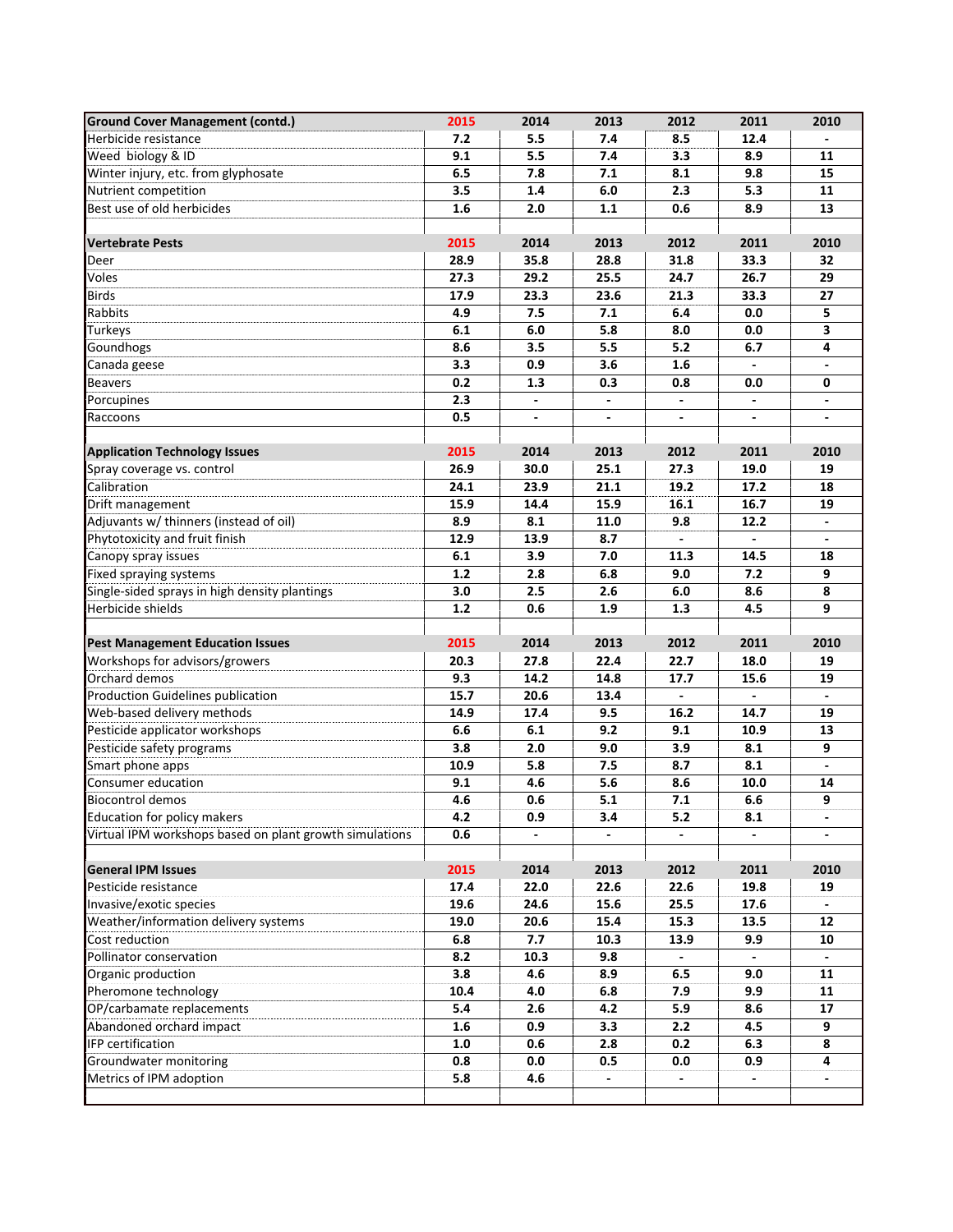| Ground Cover Management (contd.) | 2015 | 2014 | 2013 | 2012 | 2011 | 2010 |
|---|---|---|---|---|---|---|
| Herbicide resistance | 7.2 | 5.5 | 7.4 | 8.5 | 12.4 | - |
| Weed  biology & ID | 9.1 | 5.5 | 7.4 | 3.3 | 8.9 | 11 |
| Winter injury, etc. from glyphosate | 6.5 | 7.8 | 7.1 | 8.1 | 9.8 | 15 |
| Nutrient competition | 3.5 | 1.4 | 6.0 | 2.3 | 5.3 | 11 |
| Best use of old herbicides | 1.6 | 2.0 | 1.1 | 0.6 | 8.9 | 13 |
| | | | | | | |
| **Vertebrate Pests** | **2015** | **2014** | **2013** | **2012** | **2011** | **2010** |
| Deer | 28.9 | 35.8 | 28.8 | 31.8 | 33.3 | 32 |
| Voles | 27.3 | 29.2 | 25.5 | 24.7 | 26.7 | 29 |
| Birds | 17.9 | 23.3 | 23.6 | 21.3 | 33.3 | 27 |
| Rabbits | 4.9 | 7.5 | 7.1 | 6.4 | 0.0 | 5 |
| Turkeys | 6.1 | 6.0 | 5.8 | 8.0 | 0.0 | 3 |
| Goundhogs | 8.6 | 3.5 | 5.5 | 5.2 | 6.7 | 4 |
| Canada geese | 3.3 | 0.9 | 3.6 | 1.6 | - | - |
| Beavers | 0.2 | 1.3 | 0.3 | 0.8 | 0.0 | 0 |
| Porcupines | 2.3 | - | - | - | - | - |
| Raccoons | 0.5 | - | - | - | - | - |
| | | | | | | |
| **Application Technology Issues** | **2015** | **2014** | **2013** | **2012** | **2011** | **2010** |
| Spray coverage vs. control | 26.9 | 30.0 | 25.1 | 27.3 | 19.0 | 19 |
| Calibration | 24.1 | 23.9 | 21.1 | 19.2 | 17.2 | 18 |
| Drift management | 15.9 | 14.4 | 15.9 | 16.1 | 16.7 | 19 |
| Adjuvants w/ thinners (instead of oil) | 8.9 | 8.1 | 11.0 | 9.8 | 12.2 | - |
| Phytotoxicity and fruit finish | 12.9 | 13.9 | 8.7 | - | - | - |
| Canopy spray issues | 6.1 | 3.9 | 7.0 | 11.3 | 14.5 | 18 |
| Fixed spraying systems | 1.2 | 2.8 | 6.8 | 9.0 | 7.2 | 9 |
| Single-sided sprays in high density plantings | 3.0 | 2.5 | 2.6 | 6.0 | 8.6 | 8 |
| Herbicide shields | 1.2 | 0.6 | 1.9 | 1.3 | 4.5 | 9 |
| | | | | | | |
| **Pest Management Education Issues** | **2015** | **2014** | **2013** | **2012** | **2011** | **2010** |
| Workshops for advisors/growers | 20.3 | 27.8 | 22.4 | 22.7 | 18.0 | 19 |
| Orchard demos | 9.3 | 14.2 | 14.8 | 17.7 | 15.6 | 19 |
| Production Guidelines publication | 15.7 | 20.6 | 13.4 | - | - | - |
| Web-based delivery methods | 14.9 | 17.4 | 9.5 | 16.2 | 14.7 | 19 |
| Pesticide applicator workshops | 6.6 | 6.1 | 9.2 | 9.1 | 10.9 | 13 |
| Pesticide safety programs | 3.8 | 2.0 | 9.0 | 3.9 | 8.1 | 9 |
| Smart phone apps | 10.9 | 5.8 | 7.5 | 8.7 | 8.1 | - |
| Consumer education | 9.1 | 4.6 | 5.6 | 8.6 | 10.0 | 14 |
| Biocontrol demos | 4.6 | 0.6 | 5.1 | 7.1 | 6.6 | 9 |
| Education for policy makers | 4.2 | 0.9 | 3.4 | 5.2 | 8.1 | - |
| Virtual IPM workshops based on plant growth simulations | 0.6 | - | - | - | - | - |
| | | | | | | |
| **General IPM Issues** | **2015** | **2014** | **2013** | **2012** | **2011** | **2010** |
| Pesticide resistance | 17.4 | 22.0 | 22.6 | 22.6 | 19.8 | 19 |
| Invasive/exotic species | 19.6 | 24.6 | 15.6 | 25.5 | 17.6 | - |
| Weather/information delivery systems | 19.0 | 20.6 | 15.4 | 15.3 | 13.5 | 12 |
| Cost reduction | 6.8 | 7.7 | 10.3 | 13.9 | 9.9 | 10 |
| Pollinator conservation | 8.2 | 10.3 | 9.8 | - | - | - |
| Organic production | 3.8 | 4.6 | 8.9 | 6.5 | 9.0 | 11 |
| Pheromone technology | 10.4 | 4.0 | 6.8 | 7.9 | 9.9 | 11 |
| OP/carbamate replacements | 5.4 | 2.6 | 4.2 | 5.9 | 8.6 | 17 |
| Abandoned orchard impact | 1.6 | 0.9 | 3.3 | 2.2 | 4.5 | 9 |
| IFP certification | 1.0 | 0.6 | 2.8 | 0.2 | 6.3 | 8 |
| Groundwater monitoring | 0.8 | 0.0 | 0.5 | 0.0 | 0.9 | 4 |
| Metrics of IPM adoption | 5.8 | 4.6 | - | - | - | - |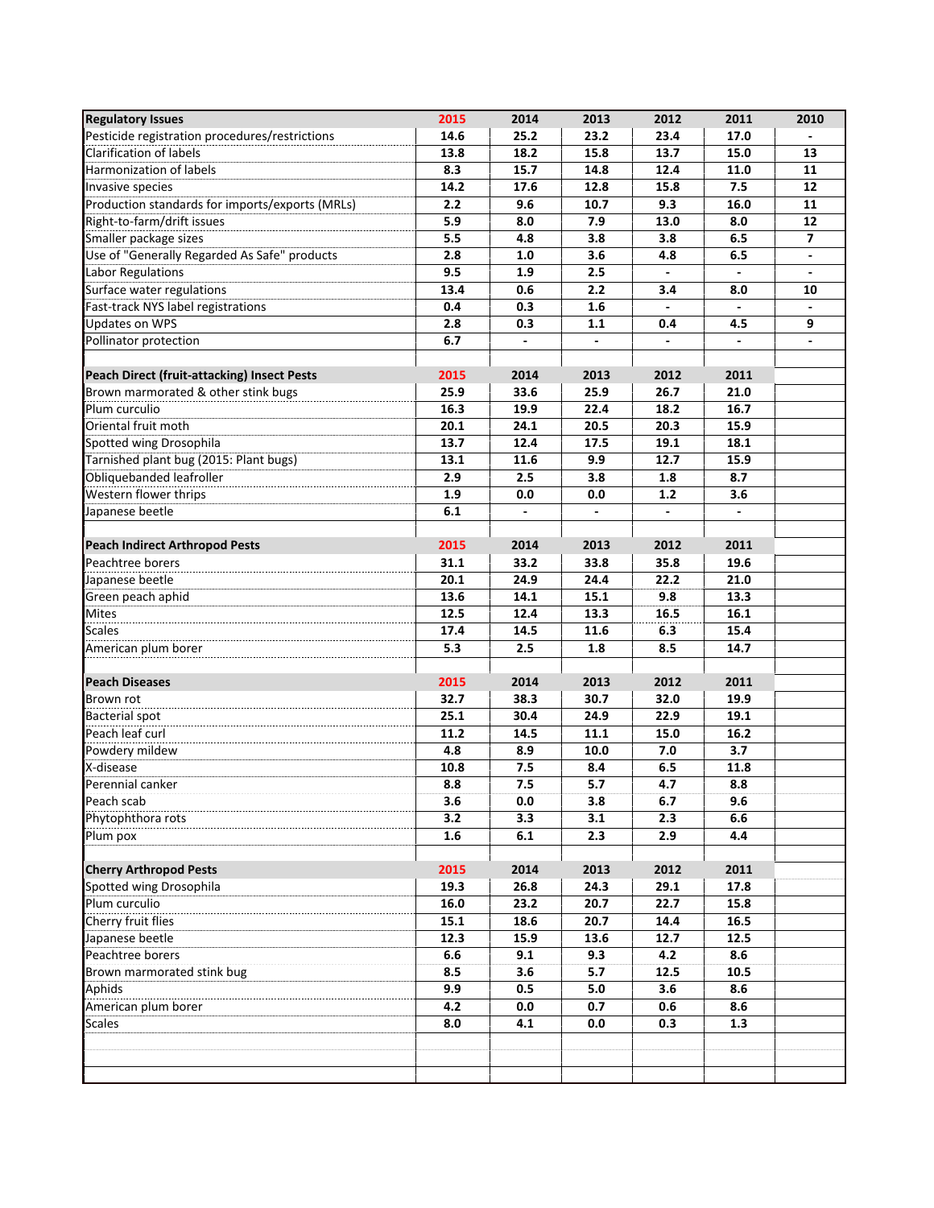| Regulatory Issues | 2015 | 2014 | 2013 | 2012 | 2011 | 2010 |
|---|---|---|---|---|---|---|
| Pesticide registration procedures/restrictions | 14.6 | 25.2 | 23.2 | 23.4 | 17.0 | - |
| Clarification of labels | 13.8 | 18.2 | 15.8 | 13.7 | 15.0 | 13 |
| Harmonization of labels | 8.3 | 15.7 | 14.8 | 12.4 | 11.0 | 11 |
| Invasive species | 14.2 | 17.6 | 12.8 | 15.8 | 7.5 | 12 |
| Production standards for imports/exports (MRLs) | 2.2 | 9.6 | 10.7 | 9.3 | 16.0 | 11 |
| Right-to-farm/drift issues | 5.9 | 8.0 | 7.9 | 13.0 | 8.0 | 12 |
| Smaller package sizes | 5.5 | 4.8 | 3.8 | 3.8 | 6.5 | 7 |
| Use of "Generally Regarded As Safe" products | 2.8 | 1.0 | 3.6 | 4.8 | 6.5 | - |
| Labor Regulations | 9.5 | 1.9 | 2.5 | - | - | - |
| Surface water regulations | 13.4 | 0.6 | 2.2 | 3.4 | 8.0 | 10 |
| Fast-track NYS label registrations | 0.4 | 0.3 | 1.6 | - | - | - |
| Updates on WPS | 2.8 | 0.3 | 1.1 | 0.4 | 4.5 | 9 |
| Pollinator protection | 6.7 | - | - | - | - | - |

| Peach Direct (fruit-attacking) Insect Pests | 2015 | 2014 | 2013 | 2012 | 2011 |
|---|---|---|---|---|---|
| Brown marmorated & other stink bugs | 25.9 | 33.6 | 25.9 | 26.7 | 21.0 |
| Plum curculio | 16.3 | 19.9 | 22.4 | 18.2 | 16.7 |
| Oriental fruit moth | 20.1 | 24.1 | 20.5 | 20.3 | 15.9 |
| Spotted wing Drosophila | 13.7 | 12.4 | 17.5 | 19.1 | 18.1 |
| Tarnished plant bug (2015: Plant bugs) | 13.1 | 11.6 | 9.9 | 12.7 | 15.9 |
| Obliquebanded leafroller | 2.9 | 2.5 | 3.8 | 1.8 | 8.7 |
| Western flower thrips | 1.9 | 0.0 | 0.0 | 1.2 | 3.6 |
| Japanese beetle | 6.1 | - | - | - | - |

| Peach Indirect Arthropod Pests | 2015 | 2014 | 2013 | 2012 | 2011 |
|---|---|---|---|---|---|
| Peachtree borers | 31.1 | 33.2 | 33.8 | 35.8 | 19.6 |
| Japanese beetle | 20.1 | 24.9 | 24.4 | 22.2 | 21.0 |
| Green peach aphid | 13.6 | 14.1 | 15.1 | 9.8 | 13.3 |
| Mites | 12.5 | 12.4 | 13.3 | 16.5 | 16.1 |
| Scales | 17.4 | 14.5 | 11.6 | 6.3 | 15.4 |
| American plum borer | 5.3 | 2.5 | 1.8 | 8.5 | 14.7 |

| Peach Diseases | 2015 | 2014 | 2013 | 2012 | 2011 |
|---|---|---|---|---|---|
| Brown rot | 32.7 | 38.3 | 30.7 | 32.0 | 19.9 |
| Bacterial spot | 25.1 | 30.4 | 24.9 | 22.9 | 19.1 |
| Peach leaf curl | 11.2 | 14.5 | 11.1 | 15.0 | 16.2 |
| Powdery mildew | 4.8 | 8.9 | 10.0 | 7.0 | 3.7 |
| X-disease | 10.8 | 7.5 | 8.4 | 6.5 | 11.8 |
| Perennial canker | 8.8 | 7.5 | 5.7 | 4.7 | 8.8 |
| Peach scab | 3.6 | 0.0 | 3.8 | 6.7 | 9.6 |
| Phytophthora rots | 3.2 | 3.3 | 3.1 | 2.3 | 6.6 |
| Plum pox | 1.6 | 6.1 | 2.3 | 2.9 | 4.4 |

| Cherry Arthropod Pests | 2015 | 2014 | 2013 | 2012 | 2011 |
|---|---|---|---|---|---|
| Spotted wing Drosophila | 19.3 | 26.8 | 24.3 | 29.1 | 17.8 |
| Plum curculio | 16.0 | 23.2 | 20.7 | 22.7 | 15.8 |
| Cherry fruit flies | 15.1 | 18.6 | 20.7 | 14.4 | 16.5 |
| Japanese beetle | 12.3 | 15.9 | 13.6 | 12.7 | 12.5 |
| Peachtree borers | 6.6 | 9.1 | 9.3 | 4.2 | 8.6 |
| Brown marmorated stink bug | 8.5 | 3.6 | 5.7 | 12.5 | 10.5 |
| Aphids | 9.9 | 0.5 | 5.0 | 3.6 | 8.6 |
| American plum borer | 4.2 | 0.0 | 0.7 | 0.6 | 8.6 |
| Scales | 8.0 | 4.1 | 0.0 | 0.3 | 1.3 |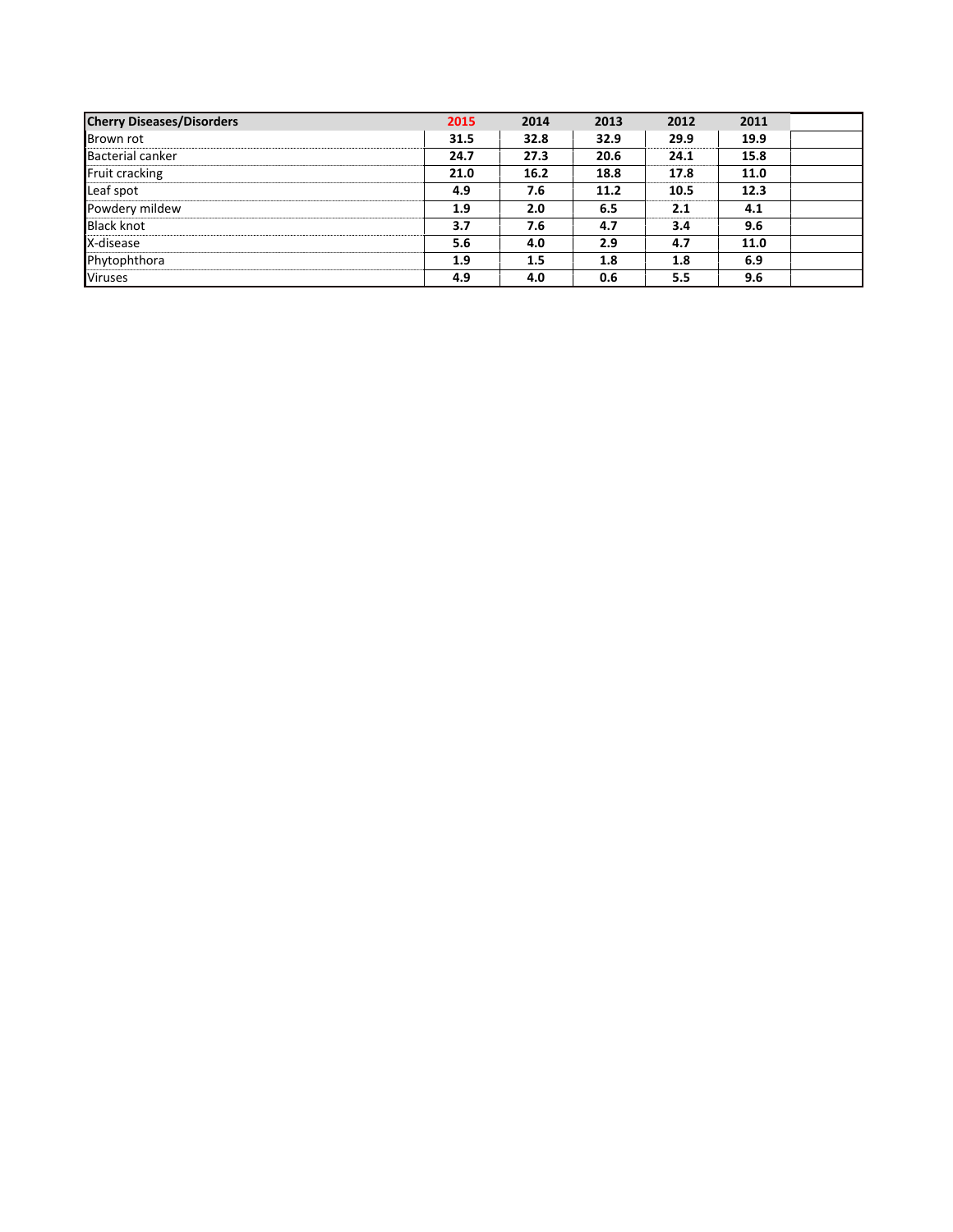| Cherry Diseases/Disorders | 2015 | 2014 | 2013 | 2012 | 2011 | |
|---|---|---|---|---|---|---|
| Brown rot | **31.5** | **32.8** | **32.9** | **29.9** | **19.9** | |
| Bacterial canker | **24.7** | **27.3** | **20.6** | **24.1** | **15.8** | |
| Fruit cracking | **21.0** | **16.2** | **18.8** | **17.8** | **11.0** | |
| Leaf spot | **4.9** | **7.6** | **11.2** | **10.5** | **12.3** | |
| Powdery mildew | **1.9** | **2.0** | **6.5** | **2.1** | **4.1** | |
| Black knot | **3.7** | **7.6** | **4.7** | **3.4** | **9.6** | |
| X-disease | **5.6** | **4.0** | **2.9** | **4.7** | **11.0** | |
| Phytophthora | **1.9** | **1.5** | **1.8** | **1.8** | **6.9** | |
| Viruses | **4.9** | **4.0** | **0.6** | **5.5** | **9.6** | |